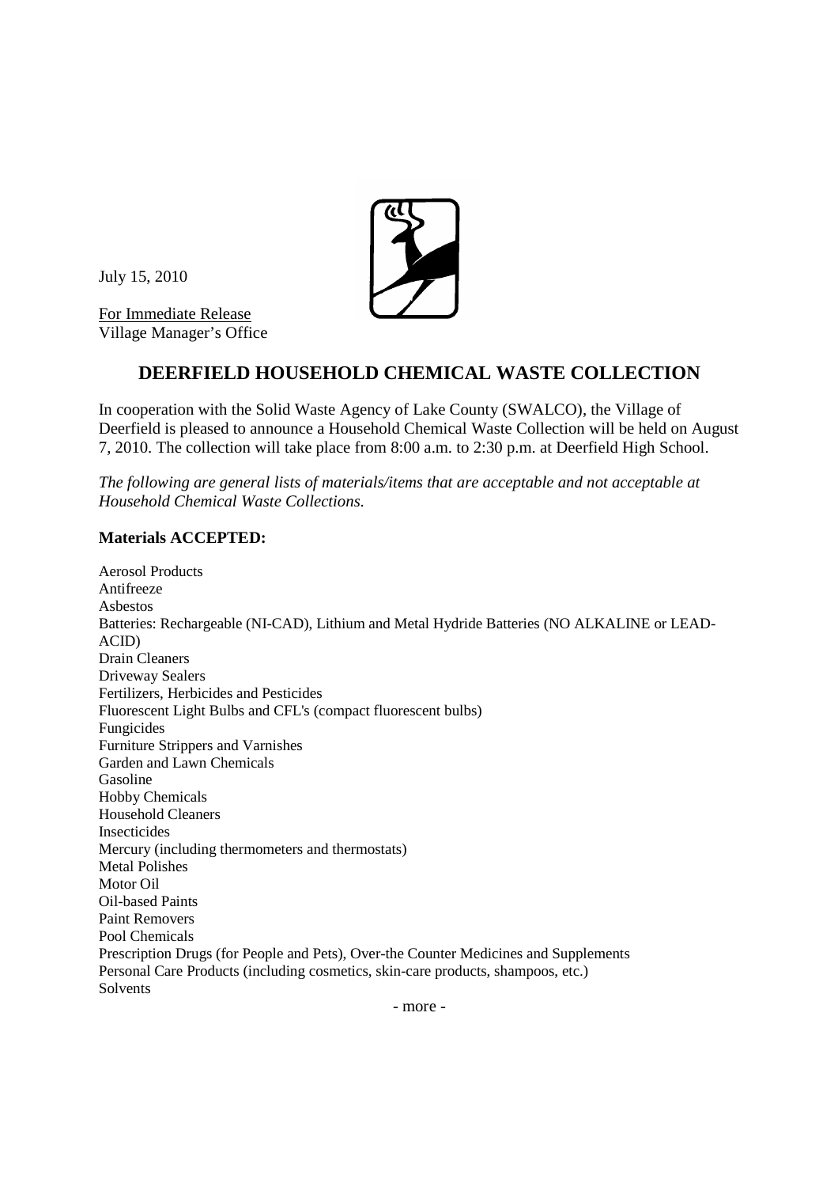July 15, 2010

For Immediate Release
Village Manager's Office

# DEERFIELD HOUSEHOLD CHEMICAL WASTE COLLECTION

In cooperation with the Solid Waste Agency of Lake County (SWALCO), the Village of Deerfield is pleased to announce a Household Chemical Waste Collection will be held on August 7, 2010. The collection will take place from 8:00 a.m. to 2:30 p.m. at Deerfield High School.

*The following are general lists of materials/items that are acceptable and not acceptable at Household Chemical Waste Collections.*

**Materials ACCEPTED:**

Aerosol Products
Antifreeze
Asbestos
Batteries: Rechargeable (NI-CAD), Lithium and Metal Hydride Batteries (NO ALKALINE or LEAD-ACID)
Drain Cleaners
Driveway Sealers
Fertilizers, Herbicides and Pesticides
Fluorescent Light Bulbs and CFL's (compact fluorescent bulbs)
Fungicides
Furniture Strippers and Varnishes
Garden and Lawn Chemicals
Gasoline
Hobby Chemicals
Household Cleaners
Insecticides
Mercury (including thermometers and thermostats)
Metal Polishes
Motor Oil
Oil-based Paints
Paint Removers
Pool Chemicals
Prescription Drugs (for People and Pets), Over-the Counter Medicines and Supplements
Personal Care Products (including cosmetics, skin-care products, shampoos, etc.)
Solvents

- more -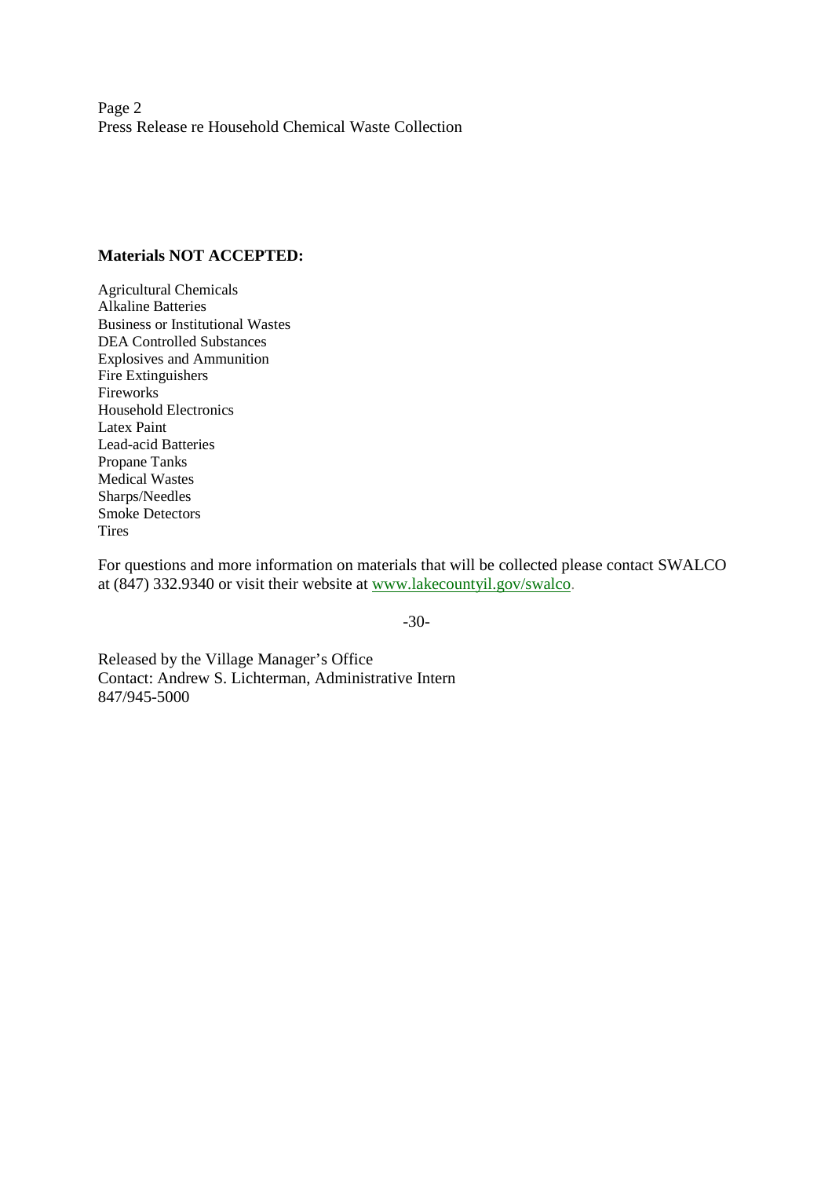**Materials NOT ACCEPTED:**

Agricultural Chemicals
Alkaline Batteries
Business or Institutional Wastes
DEA Controlled Substances
Explosives and Ammunition
Fire Extinguishers
Fireworks
Household Electronics
Latex Paint
Lead-acid Batteries
Propane Tanks
Medical Wastes
Sharps/Needles
Smoke Detectors
Tires

For questions and more information on materials that will be collected please contact SWALCO at (847) 332.9340 or visit their website at www.lakecountyil.gov/swalco.

-30-

Released by the Village Manager's Office
Contact: Andrew S. Lichterman, Administrative Intern
847/945-5000